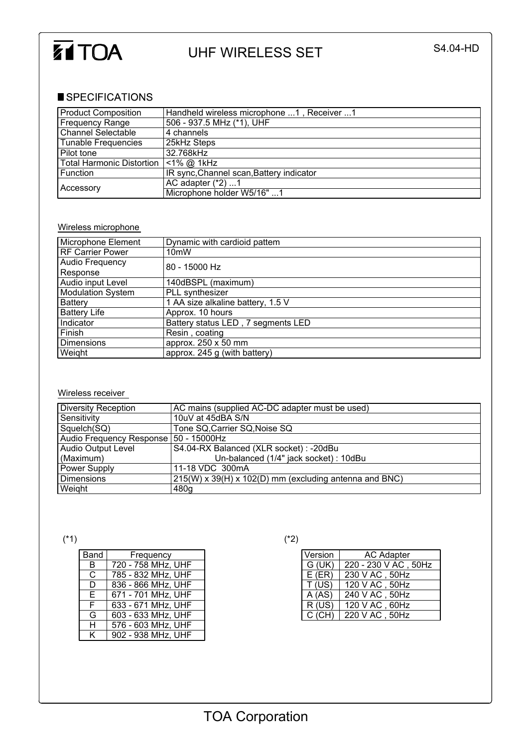# TOA UHF WIRELESS SET

S4.04-HD

## SPECIFICATIONS

| | |
|---|---|
| Product Composition | Handheld wireless microphone ...1 , Receiver ...1 |
| Frequency Range | 506 - 937.5 MHz (*1), UHF |
| Channel Selectable | 4 channels |
| Tunable Frequencies | 25kHz Steps |
| Pilot tone | 32.768kHz |
| Total Harmonic Distortion | <1% @ 1kHz |
| Function | IR sync,Channel scan,Battery indicator |
| Accessory | AC adapter (*2) ...1 |
| | Microphone holder W5/16" ...1 |

Wireless microphone

| | |
|---|---|
| Microphone Element | Dynamic with cardioid pattem |
| RF Carrier Power | 10mW |
| Audio Frequency Response | 80 - 15000 Hz |
| Audio input Level | 140dBSPL (maximum) |
| Modulation System | PLL synthesizer |
| Battery | 1 AA size alkaline battery, 1.5 V |
| Battery Life | Approx. 10 hours |
| Indicator | Battery status LED , 7 segments LED |
| Finish | Resin , coating |
| Dimensions | approx. 250 x 50 mm |
| Weight | approx. 245 g (with battery) |

Wireless receiver

| | |
|---|---|
| Diversity Reception | AC mains (supplied AC-DC adapter must be used) |
| Sensitivity | 10uV at 45dBA S/N |
| Squelch(SQ) | Tone SQ,Carrier SQ,Noise SQ |
| Audio Frequency Response | 50 - 15000Hz |
| Audio Output Level (Maximum) | S4.04-RX Balanced (XLR socket) : -20dBu<br>Un-balanced (1/4" jack socket) : 10dBu |
| Power Supply | 11-18 VDC 300mA |
| Dimensions | 215(W) x 39(H) x 102(D) mm (excluding antenna and BNC) |
| Weight | 480g |

(*1)

| Band | Frequency |
|---|---|
| B | 720 - 758 MHz, UHF |
| C | 785 - 832 MHz, UHF |
| D | 836 - 866 MHz, UHF |
| E | 671 - 701 MHz, UHF |
| F | 633 - 671 MHz, UHF |
| G | 603 - 633 MHz, UHF |
| H | 576 - 603 MHz, UHF |
| K | 902 - 938 MHz, UHF |

(*2)

| Version | AC Adapter |
|---|---|
| G (UK) | 220 - 230 V AC , 50Hz |
| E (ER) | 230 V AC , 50Hz |
| T (US) | 120 V AC , 50Hz |
| A (AS) | 240 V AC , 50Hz |
| R (US) | 120 V AC , 60Hz |
| C (CH) | 220 V AC , 50Hz |

TOA Corporation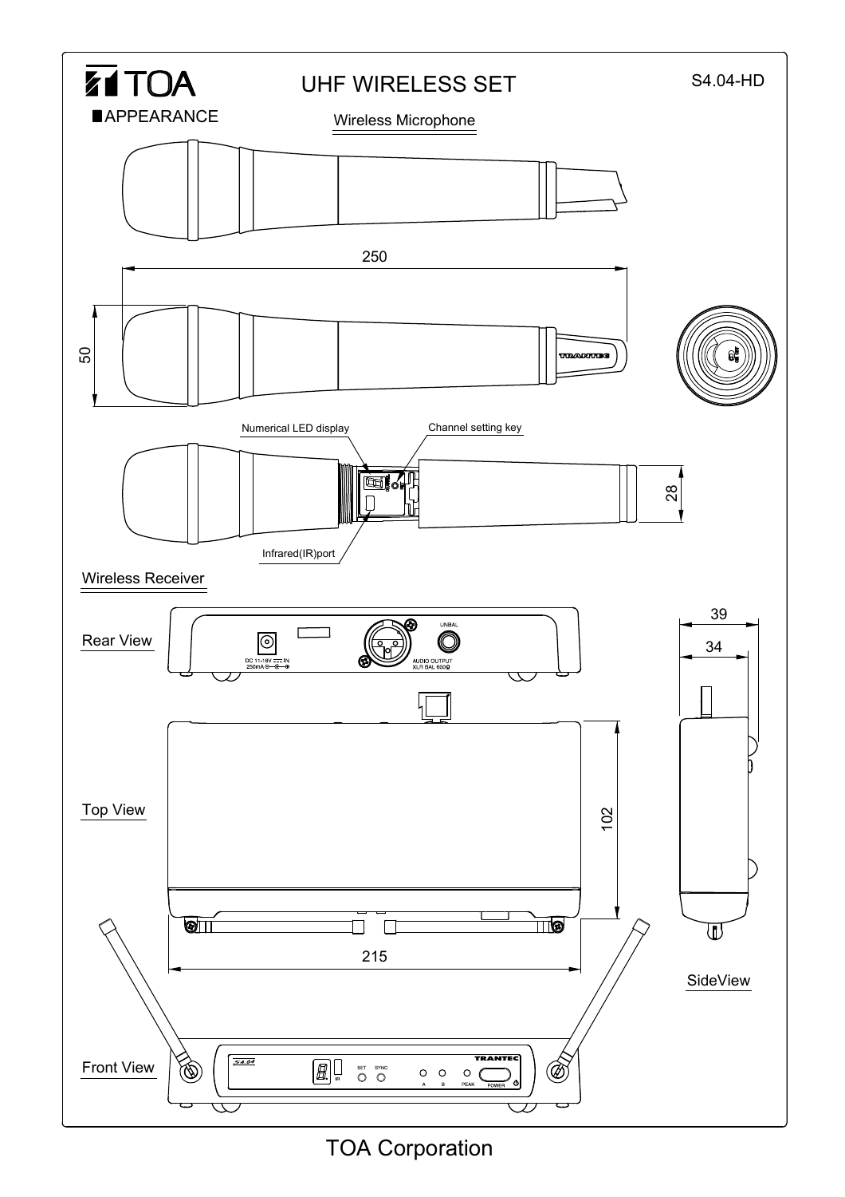# TOA

## UHF WIRELESS SET

S4.04-HD

### APPEARANCE

Wireless Microphone

250

50

Numerical LED display

Channel setting key

28

Infrared(IR)port

Wireless Receiver

Rear View

DC 11~18V IN 250mA

UNBAL

AUDIO OUTPUT XLR BAL 600Ω

39

34

Top View

102

215

SideView

Front View

S4.04

IR

SET SYNC

A B PEAK POWER

TRANTEC

TOA Corporation